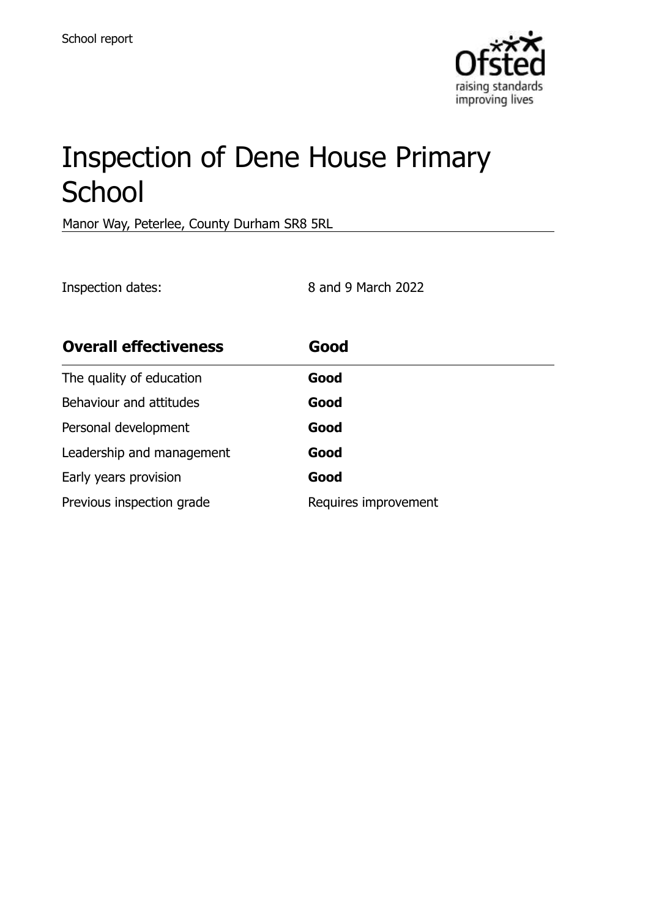School report

# Inspection of Dene House Primary School

Manor Way, Peterlee, County Durham SR8 5RL

Inspection dates: 8 and 9 March 2022

| **Overall effectiveness** | **Good** |
|---|---|
| The quality of education | **Good** |
| Behaviour and attitudes | **Good** |
| Personal development | **Good** |
| Leadership and management | **Good** |
| Early years provision | **Good** |
| Previous inspection grade | Requires improvement |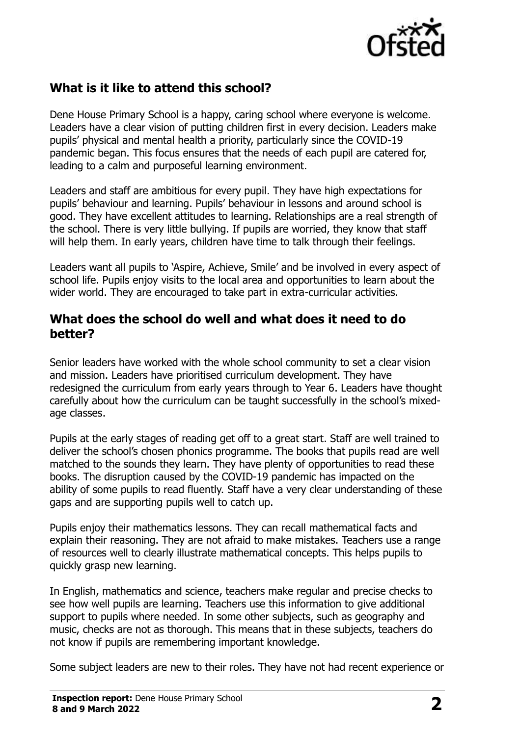## What is it like to attend this school?

Dene House Primary School is a happy, caring school where everyone is welcome. Leaders have a clear vision of putting children first in every decision. Leaders make pupils' physical and mental health a priority, particularly since the COVID-19 pandemic began. This focus ensures that the needs of each pupil are catered for, leading to a calm and purposeful learning environment.

Leaders and staff are ambitious for every pupil. They have high expectations for pupils' behaviour and learning. Pupils' behaviour in lessons and around school is good. They have excellent attitudes to learning. Relationships are a real strength of the school. There is very little bullying. If pupils are worried, they know that staff will help them. In early years, children have time to talk through their feelings.

Leaders want all pupils to 'Aspire, Achieve, Smile' and be involved in every aspect of school life. Pupils enjoy visits to the local area and opportunities to learn about the wider world. They are encouraged to take part in extra-curricular activities.

## What does the school do well and what does it need to do better?

Senior leaders have worked with the whole school community to set a clear vision and mission. Leaders have prioritised curriculum development. They have redesigned the curriculum from early years through to Year 6. Leaders have thought carefully about how the curriculum can be taught successfully in the school's mixed-age classes.

Pupils at the early stages of reading get off to a great start. Staff are well trained to deliver the school's chosen phonics programme. The books that pupils read are well matched to the sounds they learn. They have plenty of opportunities to read these books. The disruption caused by the COVID-19 pandemic has impacted on the ability of some pupils to read fluently. Staff have a very clear understanding of these gaps and are supporting pupils well to catch up.

Pupils enjoy their mathematics lessons. They can recall mathematical facts and explain their reasoning. They are not afraid to make mistakes. Teachers use a range of resources well to clearly illustrate mathematical concepts. This helps pupils to quickly grasp new learning.

In English, mathematics and science, teachers make regular and precise checks to see how well pupils are learning. Teachers use this information to give additional support to pupils where needed. In some other subjects, such as geography and music, checks are not as thorough. This means that in these subjects, teachers do not know if pupils are remembering important knowledge.

Some subject leaders are new to their roles. They have not had recent experience or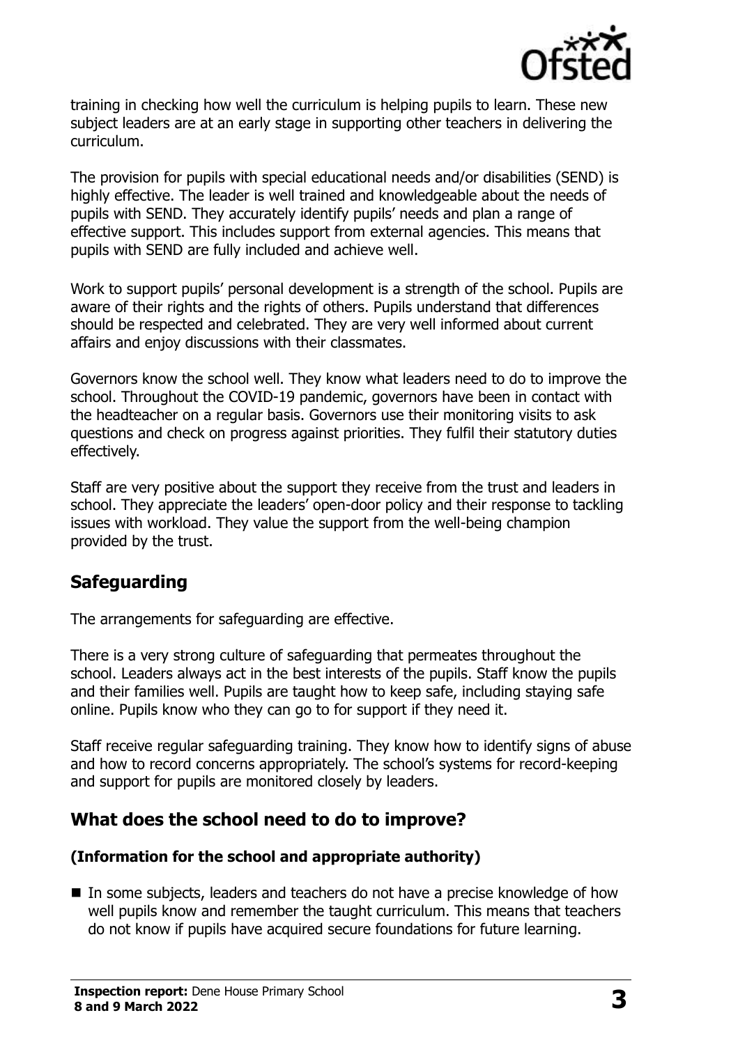training in checking how well the curriculum is helping pupils to learn. These new subject leaders are at an early stage in supporting other teachers in delivering the curriculum.

The provision for pupils with special educational needs and/or disabilities (SEND) is highly effective. The leader is well trained and knowledgeable about the needs of pupils with SEND. They accurately identify pupils' needs and plan a range of effective support. This includes support from external agencies. This means that pupils with SEND are fully included and achieve well.

Work to support pupils' personal development is a strength of the school. Pupils are aware of their rights and the rights of others. Pupils understand that differences should be respected and celebrated. They are very well informed about current affairs and enjoy discussions with their classmates.

Governors know the school well. They know what leaders need to do to improve the school. Throughout the COVID-19 pandemic, governors have been in contact with the headteacher on a regular basis. Governors use their monitoring visits to ask questions and check on progress against priorities. They fulfil their statutory duties effectively.

Staff are very positive about the support they receive from the trust and leaders in school. They appreciate the leaders' open-door policy and their response to tackling issues with workload. They value the support from the well-being champion provided by the trust.

## Safeguarding

The arrangements for safeguarding are effective.

There is a very strong culture of safeguarding that permeates throughout the school. Leaders always act in the best interests of the pupils. Staff know the pupils and their families well. Pupils are taught how to keep safe, including staying safe online. Pupils know who they can go to for support if they need it.

Staff receive regular safeguarding training. They know how to identify signs of abuse and how to record concerns appropriately. The school's systems for record-keeping and support for pupils are monitored closely by leaders.

## What does the school need to do to improve?

**(Information for the school and appropriate authority)**

- In some subjects, leaders and teachers do not have a precise knowledge of how well pupils know and remember the taught curriculum. This means that teachers do not know if pupils have acquired secure foundations for future learning.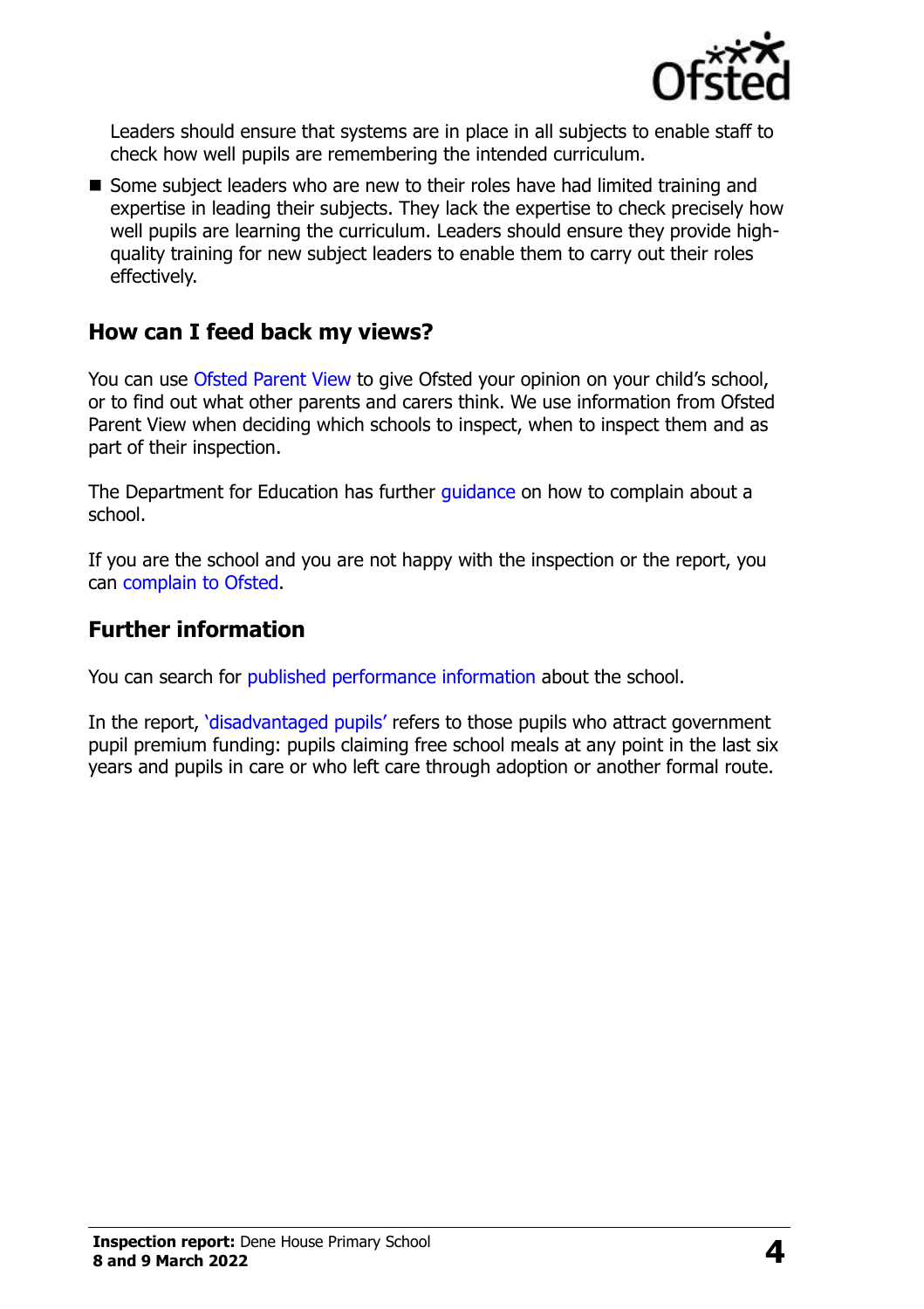Leaders should ensure that systems are in place in all subjects to enable staff to check how well pupils are remembering the intended curriculum.

- Some subject leaders who are new to their roles have had limited training and expertise in leading their subjects. They lack the expertise to check precisely how well pupils are learning the curriculum. Leaders should ensure they provide high-quality training for new subject leaders to enable them to carry out their roles effectively.

## How can I feed back my views?

You can use Ofsted Parent View to give Ofsted your opinion on your child's school, or to find out what other parents and carers think. We use information from Ofsted Parent View when deciding which schools to inspect, when to inspect them and as part of their inspection.

The Department for Education has further guidance on how to complain about a school.

If you are the school and you are not happy with the inspection or the report, you can complain to Ofsted.

## Further information

You can search for published performance information about the school.

In the report, 'disadvantaged pupils' refers to those pupils who attract government pupil premium funding: pupils claiming free school meals at any point in the last six years and pupils in care or who left care through adoption or another formal route.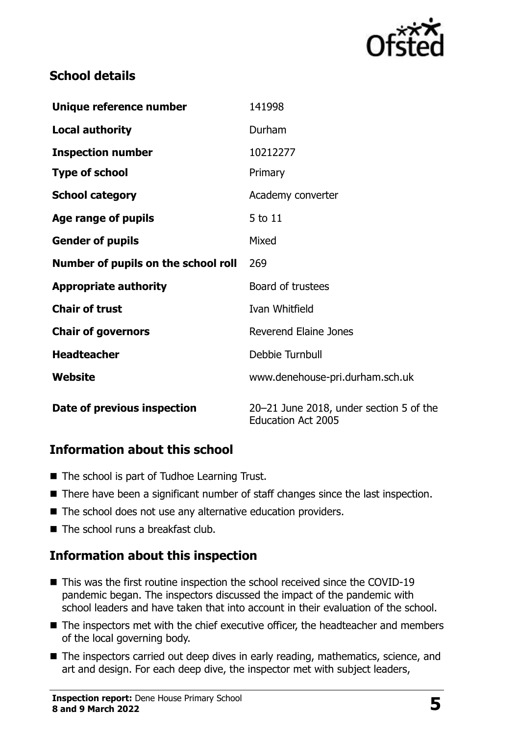## School details

| | |
|---|---|
| **Unique reference number** | 141998 |
| **Local authority** | Durham |
| **Inspection number** | 10212277 |
| **Type of school** | Primary |
| **School category** | Academy converter |
| **Age range of pupils** | 5 to 11 |
| **Gender of pupils** | Mixed |
| **Number of pupils on the school roll** | 269 |
| **Appropriate authority** | Board of trustees |
| **Chair of trust** | Ivan Whitfield |
| **Chair of governors** | Reverend Elaine Jones |
| **Headteacher** | Debbie Turnbull |
| **Website** | www.denehouse-pri.durham.sch.uk |
| **Date of previous inspection** | 20–21 June 2018, under section 5 of the Education Act 2005 |

## Information about this school

- The school is part of Tudhoe Learning Trust.
- There have been a significant number of staff changes since the last inspection.
- The school does not use any alternative education providers.
- The school runs a breakfast club.

## Information about this inspection

- This was the first routine inspection the school received since the COVID-19 pandemic began. The inspectors discussed the impact of the pandemic with school leaders and have taken that into account in their evaluation of the school.
- The inspectors met with the chief executive officer, the headteacher and members of the local governing body.
- The inspectors carried out deep dives in early reading, mathematics, science, and art and design. For each deep dive, the inspector met with subject leaders,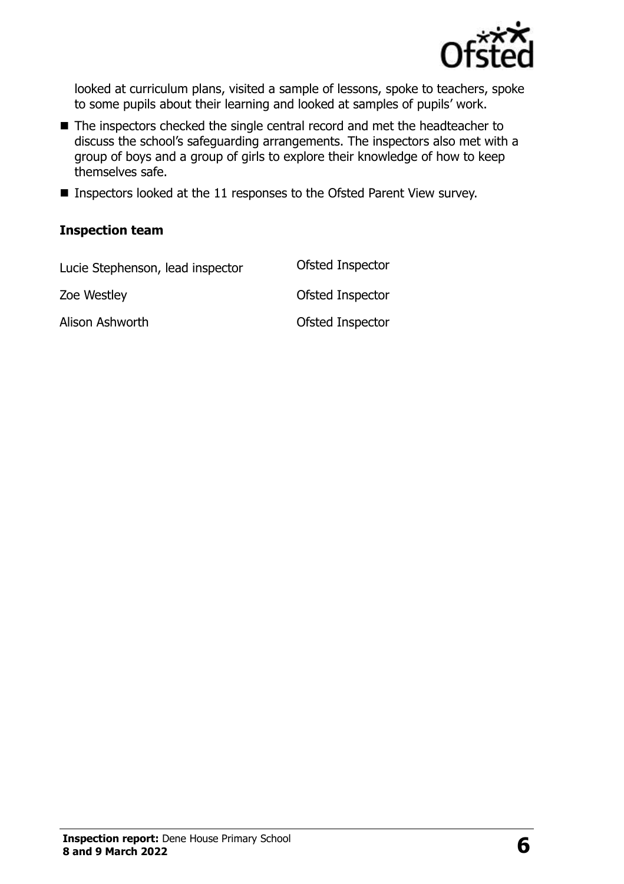looked at curriculum plans, visited a sample of lessons, spoke to teachers, spoke to some pupils about their learning and looked at samples of pupils' work.

- The inspectors checked the single central record and met the headteacher to discuss the school's safeguarding arrangements. The inspectors also met with a group of boys and a group of girls to explore their knowledge of how to keep themselves safe.
- Inspectors looked at the 11 responses to the Ofsted Parent View survey.

### Inspection team

| | |
|---|---|
| Lucie Stephenson, lead inspector | Ofsted Inspector |
| Zoe Westley | Ofsted Inspector |
| Alison Ashworth | Ofsted Inspector |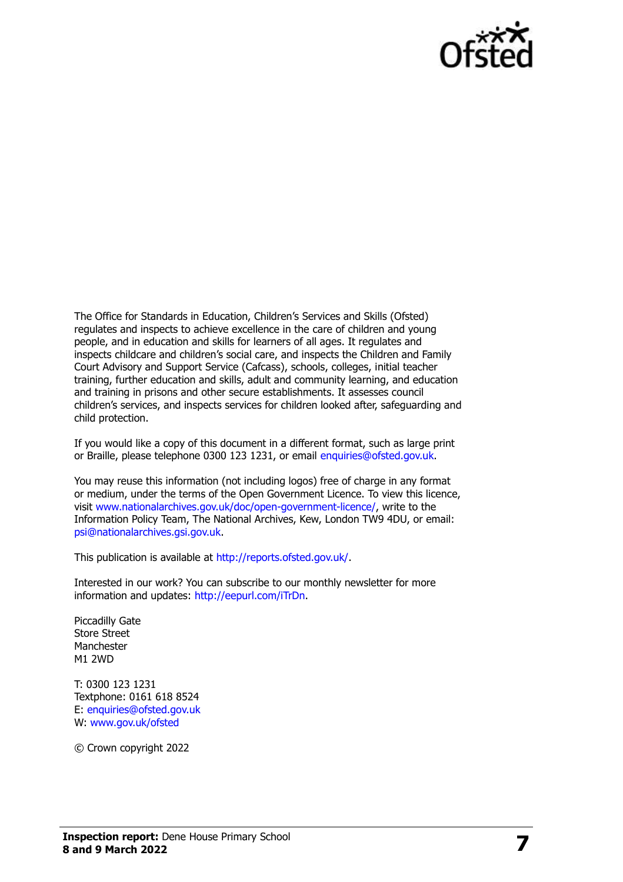The Office for Standards in Education, Children's Services and Skills (Ofsted) regulates and inspects to achieve excellence in the care of children and young people, and in education and skills for learners of all ages. It regulates and inspects childcare and children's social care, and inspects the Children and Family Court Advisory and Support Service (Cafcass), schools, colleges, initial teacher training, further education and skills, adult and community learning, and education and training in prisons and other secure establishments. It assesses council children's services, and inspects services for children looked after, safeguarding and child protection.

If you would like a copy of this document in a different format, such as large print or Braille, please telephone 0300 123 1231, or email enquiries@ofsted.gov.uk.

You may reuse this information (not including logos) free of charge in any format or medium, under the terms of the Open Government Licence. To view this licence, visit www.nationalarchives.gov.uk/doc/open-government-licence/, write to the Information Policy Team, The National Archives, Kew, London TW9 4DU, or email: psi@nationalarchives.gsi.gov.uk.

This publication is available at http://reports.ofsted.gov.uk/.

Interested in our work? You can subscribe to our monthly newsletter for more information and updates: http://eepurl.com/iTrDn.

Piccadilly Gate
Store Street
Manchester
M1 2WD

T: 0300 123 1231
Textphone: 0161 618 8524
E: enquiries@ofsted.gov.uk
W: www.gov.uk/ofsted

© Crown copyright 2022